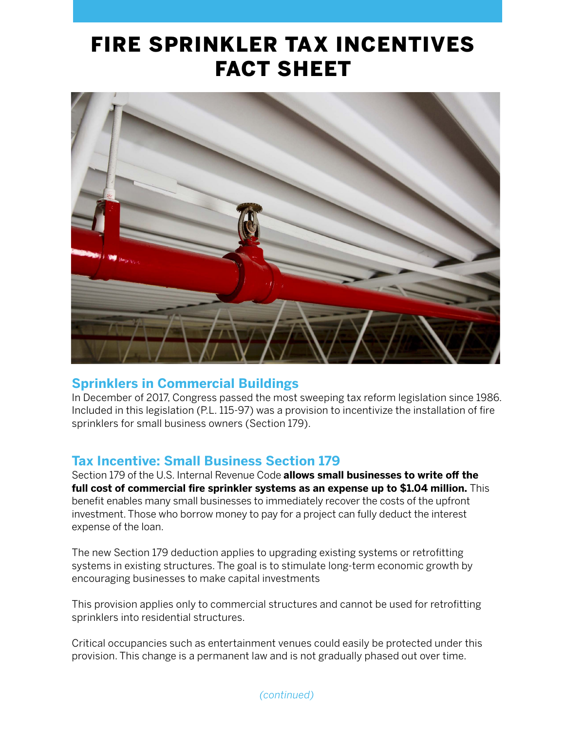# FIRE SPRINKLER TAX INCENTIVES FACT SHEET

## Sprinklers in Commercial Buildings

In December of 2017, Congress passed the most sweeping tax reform legislation since 1986. Included in this legislation (P.L. 115-97) was a provision to incentivize the installation of fire sprinklers for small business owners (Section 179).

## Tax Incentive: Small Business Section 179

Section 179 of the U.S. Internal Revenue Code **allows small businesses to write off the full cost of commercial fire sprinkler systems as an expense up to $1.04 million.** This benefit enables many small businesses to immediately recover the costs of the upfront investment. Those who borrow money to pay for a project can fully deduct the interest expense of the loan.

The new Section 179 deduction applies to upgrading existing systems or retrofitting systems in existing structures. The goal is to stimulate long-term economic growth by encouraging businesses to make capital investments

This provision applies only to commercial structures and cannot be used for retrofitting sprinklers into residential structures.

Critical occupancies such as entertainment venues could easily be protected under this provision. This change is a permanent law and is not gradually phased out over time.

*(continued)*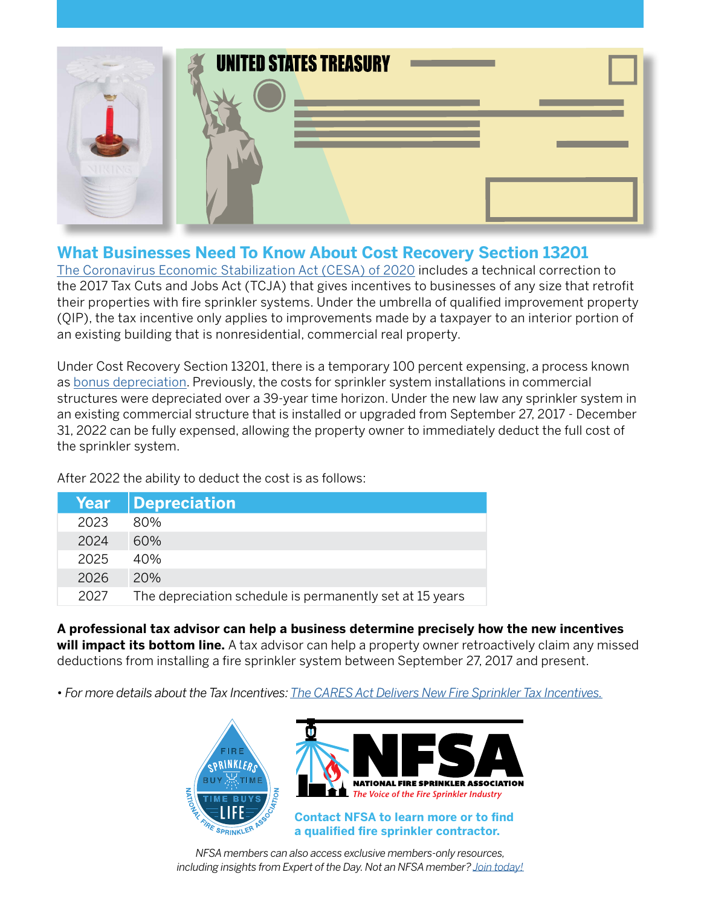## What Businesses Need To Know About Cost Recovery Section 13201

The Coronavirus Economic Stabilization Act (CESA) of 2020 includes a technical correction to the 2017 Tax Cuts and Jobs Act (TCJA) that gives incentives to businesses of any size that retrofit their properties with fire sprinkler systems. Under the umbrella of qualified improvement property (QIP), the tax incentive only applies to improvements made by a taxpayer to an interior portion of an existing building that is nonresidential, commercial real property.

Under Cost Recovery Section 13201, there is a temporary 100 percent expensing, a process known as bonus depreciation. Previously, the costs for sprinkler system installations in commercial structures were depreciated over a 39-year time horizon. Under the new law any sprinkler system in an existing commercial structure that is installed or upgraded from September 27, 2017 - December 31, 2022 can be fully expensed, allowing the property owner to immediately deduct the full cost of the sprinkler system.

After 2022 the ability to deduct the cost is as follows:

| Year | Depreciation |
| --- | --- |
| 2023 | 80% |
| 2024 | 60% |
| 2025 | 40% |
| 2026 | 20% |
| 2027 | The depreciation schedule is permanently set at 15 years |

**A professional tax advisor can help a business determine precisely how the new incentives will impact its bottom line.** A tax advisor can help a property owner retroactively claim any missed deductions from installing a fire sprinkler system between September 27, 2017 and present.

• *For more details about the Tax Incentives: The CARES Act Delivers New Fire Sprinkler Tax Incentives.*

FIRE SPRINKLERS BUY TIME TIME BUYS LIFE
NATIONAL FIRE SPRINKLER ASSOCIATION

NFSA
NATIONAL FIRE SPRINKLER ASSOCIATION
*The Voice of the Fire Sprinkler Industry*

**Contact NFSA to learn more or to find a qualified fire sprinkler contractor.**

*NFSA members can also access exclusive members-only resources, including insights from Expert of the Day. Not an NFSA member? Join today!*